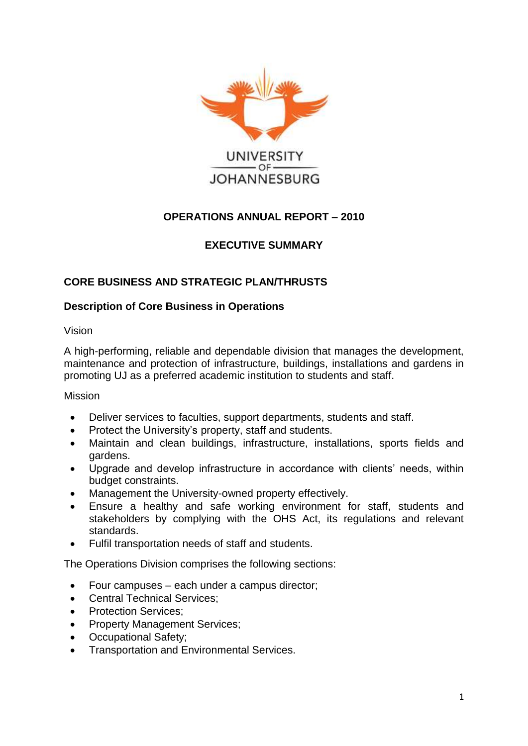UNIVERSITY OF JOHANNESBURG

# OPERATIONS ANNUAL REPORT – 2010

## EXECUTIVE SUMMARY

### CORE BUSINESS AND STRATEGIC PLAN/THRUSTS

#### Description of Core Business in Operations

Vision

A high-performing, reliable and dependable division that manages the development, maintenance and protection of infrastructure, buildings, installations and gardens in promoting UJ as a preferred academic institution to students and staff.

Mission

- Deliver services to faculties, support departments, students and staff.
- Protect the University's property, staff and students.
- Maintain and clean buildings, infrastructure, installations, sports fields and gardens.
- Upgrade and develop infrastructure in accordance with clients' needs, within budget constraints.
- Management the University-owned property effectively.
- Ensure a healthy and safe working environment for staff, students and stakeholders by complying with the OHS Act, its regulations and relevant standards.
- Fulfil transportation needs of staff and students.

The Operations Division comprises the following sections:

- Four campuses – each under a campus director;
- Central Technical Services;
- Protection Services;
- Property Management Services;
- Occupational Safety;
- Transportation and Environmental Services.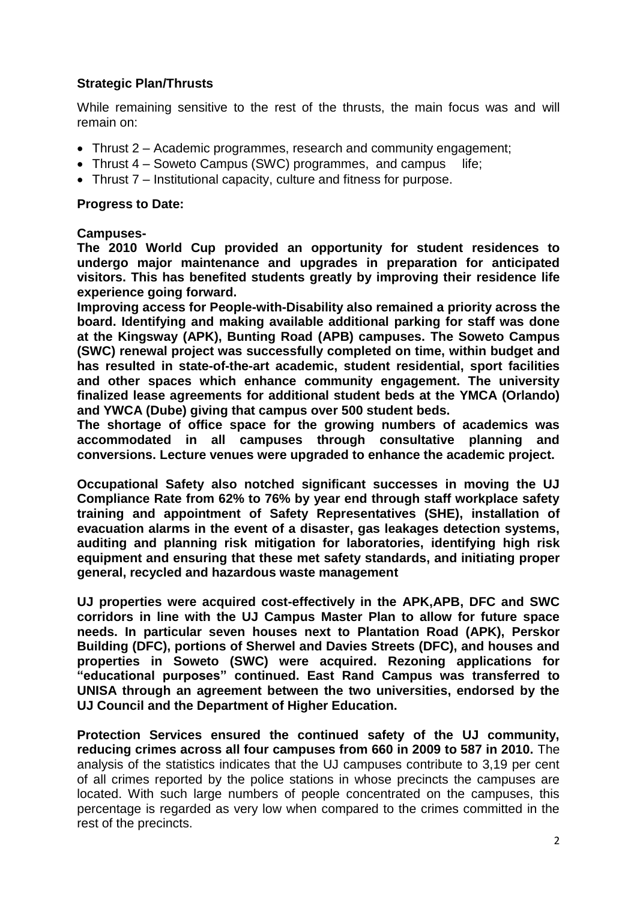## Strategic Plan/Thrusts

While remaining sensitive to the rest of the thrusts, the main focus was and will remain on:

- Thrust 2 – Academic programmes, research and community engagement;
- Thrust 4 – Soweto Campus (SWC) programmes, and campus life;
- Thrust 7 – Institutional capacity, culture and fitness for purpose.

### Progress to Date:

**Campuses-**

**The 2010 World Cup provided an opportunity for student residences to undergo major maintenance and upgrades in preparation for anticipated visitors. This has benefited students greatly by improving their residence life experience going forward.**

**Improving access for People-with-Disability also remained a priority across the board. Identifying and making available additional parking for staff was done at the Kingsway (APK), Bunting Road (APB) campuses. The Soweto Campus (SWC) renewal project was successfully completed on time, within budget and has resulted in state-of-the-art academic, student residential, sport facilities and other spaces which enhance community engagement. The university finalized lease agreements for additional student beds at the YMCA (Orlando) and YWCA (Dube) giving that campus over 500 student beds.**

**The shortage of office space for the growing numbers of academics was accommodated in all campuses through consultative planning and conversions. Lecture venues were upgraded to enhance the academic project.**

**Occupational Safety also notched significant successes in moving the UJ Compliance Rate from 62% to 76% by year end through staff workplace safety training and appointment of Safety Representatives (SHE), installation of evacuation alarms in the event of a disaster, gas leakages detection systems, auditing and planning risk mitigation for laboratories, identifying high risk equipment and ensuring that these met safety standards, and initiating proper general, recycled and hazardous waste management**

**UJ properties were acquired cost-effectively in the APK,APB, DFC and SWC corridors in line with the UJ Campus Master Plan to allow for future space needs. In particular seven houses next to Plantation Road (APK), Perskor Building (DFC), portions of Sherwel and Davies Streets (DFC), and houses and properties in Soweto (SWC) were acquired. Rezoning applications for "educational purposes" continued. East Rand Campus was transferred to UNISA through an agreement between the two universities, endorsed by the UJ Council and the Department of Higher Education.**

**Protection Services ensured the continued safety of the UJ community, reducing crimes across all four campuses from 660 in 2009 to 587 in 2010.** The analysis of the statistics indicates that the UJ campuses contribute to 3,19 per cent of all crimes reported by the police stations in whose precincts the campuses are located. With such large numbers of people concentrated on the campuses, this percentage is regarded as very low when compared to the crimes committed in the rest of the precincts.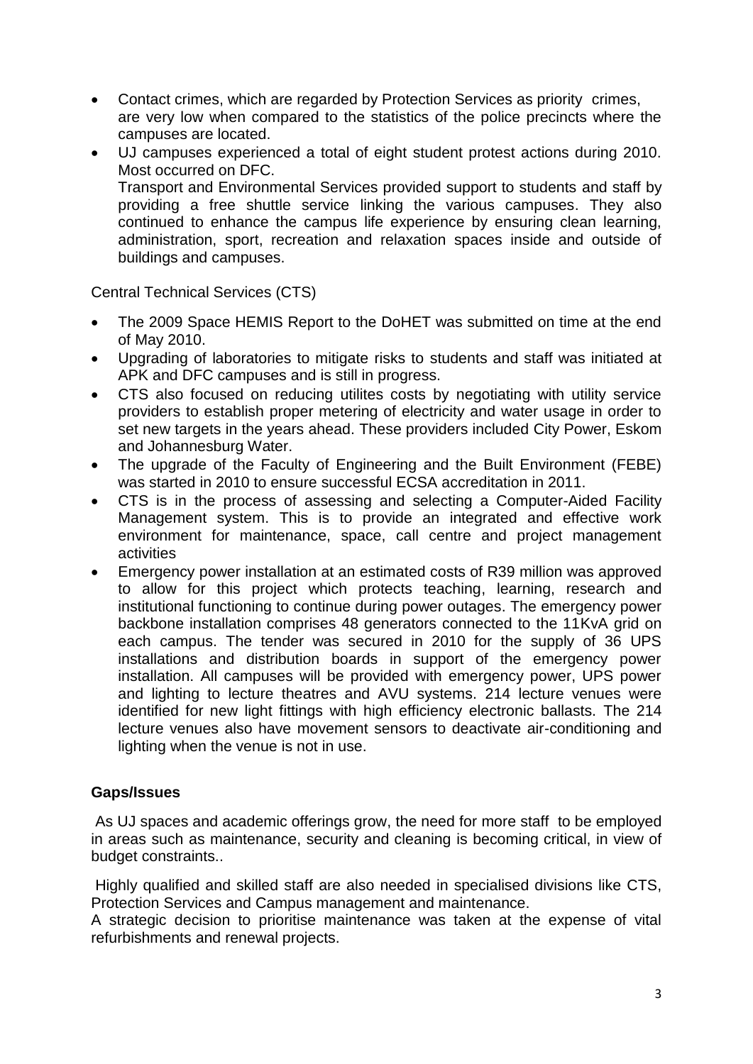- Contact crimes, which are regarded by Protection Services as priority crimes, are very low when compared to the statistics of the police precincts where the campuses are located.
- UJ campuses experienced a total of eight student protest actions during 2010. Most occurred on DFC.
  Transport and Environmental Services provided support to students and staff by providing a free shuttle service linking the various campuses. They also continued to enhance the campus life experience by ensuring clean learning, administration, sport, recreation and relaxation spaces inside and outside of buildings and campuses.

Central Technical Services (CTS)

- The 2009 Space HEMIS Report to the DoHET was submitted on time at the end of May 2010.
- Upgrading of laboratories to mitigate risks to students and staff was initiated at APK and DFC campuses and is still in progress.
- CTS also focused on reducing utilites costs by negotiating with utility service providers to establish proper metering of electricity and water usage in order to set new targets in the years ahead. These providers included City Power, Eskom and Johannesburg Water.
- The upgrade of the Faculty of Engineering and the Built Environment (FEBE) was started in 2010 to ensure successful ECSA accreditation in 2011.
- CTS is in the process of assessing and selecting a Computer-Aided Facility Management system. This is to provide an integrated and effective work environment for maintenance, space, call centre and project management activities
- Emergency power installation at an estimated costs of R39 million was approved to allow for this project which protects teaching, learning, research and institutional functioning to continue during power outages. The emergency power backbone installation comprises 48 generators connected to the 11KvA grid on each campus. The tender was secured in 2010 for the supply of 36 UPS installations and distribution boards in support of the emergency power installation. All campuses will be provided with emergency power, UPS power and lighting to lecture theatres and AVU systems. 214 lecture venues were identified for new light fittings with high efficiency electronic ballasts. The 214 lecture venues also have movement sensors to deactivate air-conditioning and lighting when the venue is not in use.

**Gaps/Issues**

As UJ spaces and academic offerings grow, the need for more staff to be employed in areas such as maintenance, security and cleaning is becoming critical, in view of budget constraints..

Highly qualified and skilled staff are also needed in specialised divisions like CTS, Protection Services and Campus management and maintenance.

A strategic decision to prioritise maintenance was taken at the expense of vital refurbishments and renewal projects.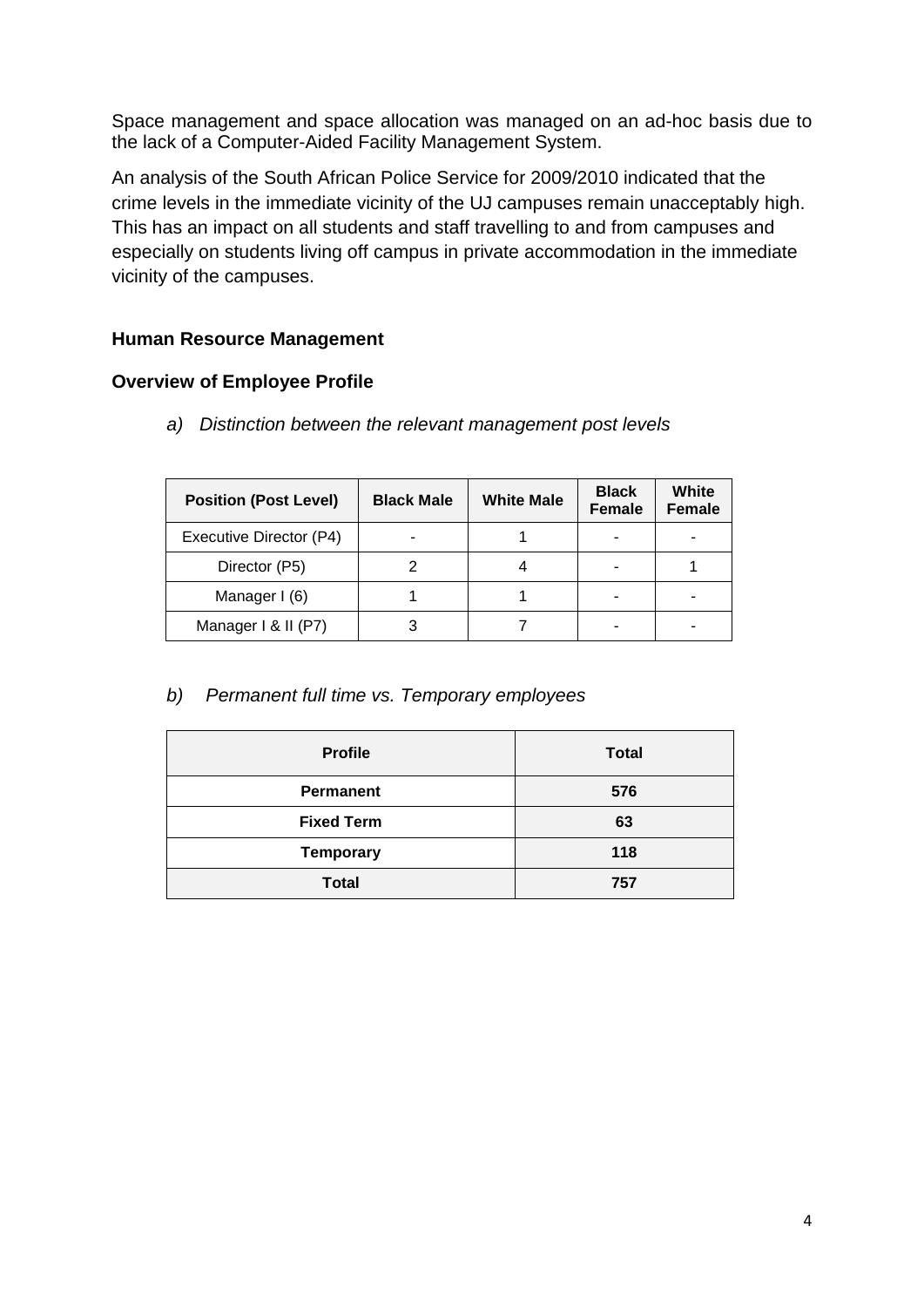Space management and space allocation was managed on an ad-hoc basis due to the lack of a Computer-Aided Facility Management System.

An analysis of the South African Police Service for 2009/2010 indicated that the crime levels in the immediate vicinity of the UJ campuses remain unacceptably high. This has an impact on all students and staff travelling to and from campuses and especially on students living off campus in private accommodation in the immediate vicinity of the campuses.

## Human Resource Management

### Overview of Employee Profile

*a) Distinction between the relevant management post levels*

| Position (Post Level) | Black Male | White Male | Black Female | White Female |
|---|---|---|---|---|
| Executive Director (P4) | - | 1 | - | - |
| Director (P5) | 2 | 4 | - | 1 |
| Manager I (6) | 1 | 1 | - | - |
| Manager I & II (P7) | 3 | 7 | - | - |

*b) Permanent full time vs. Temporary employees*

| Profile | Total |
|---|---|
| **Permanent** | **576** |
| **Fixed Term** | **63** |
| **Temporary** | **118** |
| **Total** | **757** |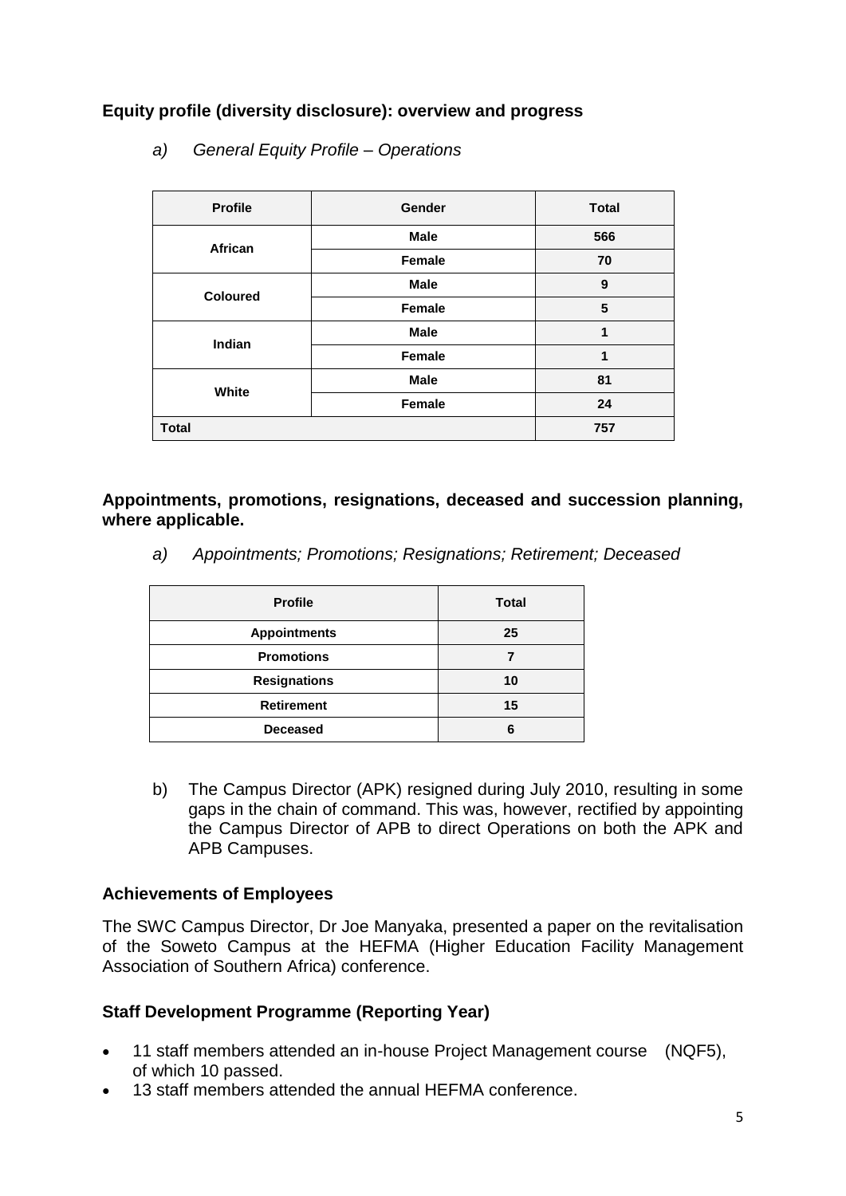## Equity profile (diversity disclosure): overview and progress

*a) General Equity Profile – Operations*

| Profile | Gender | Total |
|---|---|---|
| African | Male | 566 |
| | Female | 70 |
| Coloured | Male | 9 |
| | Female | 5 |
| Indian | Male | 1 |
| | Female | 1 |
| White | Male | 81 |
| | Female | 24 |
| Total | | 757 |

## Appointments, promotions, resignations, deceased and succession planning, where applicable.

*a) Appointments; Promotions; Resignations; Retirement; Deceased*

| Profile | Total |
|---|---|
| Appointments | 25 |
| Promotions | 7 |
| Resignations | 10 |
| Retirement | 15 |
| Deceased | 6 |

b) The Campus Director (APK) resigned during July 2010, resulting in some gaps in the chain of command. This was, however, rectified by appointing the Campus Director of APB to direct Operations on both the APK and APB Campuses.

## Achievements of Employees

The SWC Campus Director, Dr Joe Manyaka, presented a paper on the revitalisation of the Soweto Campus at the HEFMA (Higher Education Facility Management Association of Southern Africa) conference.

## Staff Development Programme (Reporting Year)

- 11 staff members attended an in-house Project Management course (NQF5), of which 10 passed.
- 13 staff members attended the annual HEFMA conference.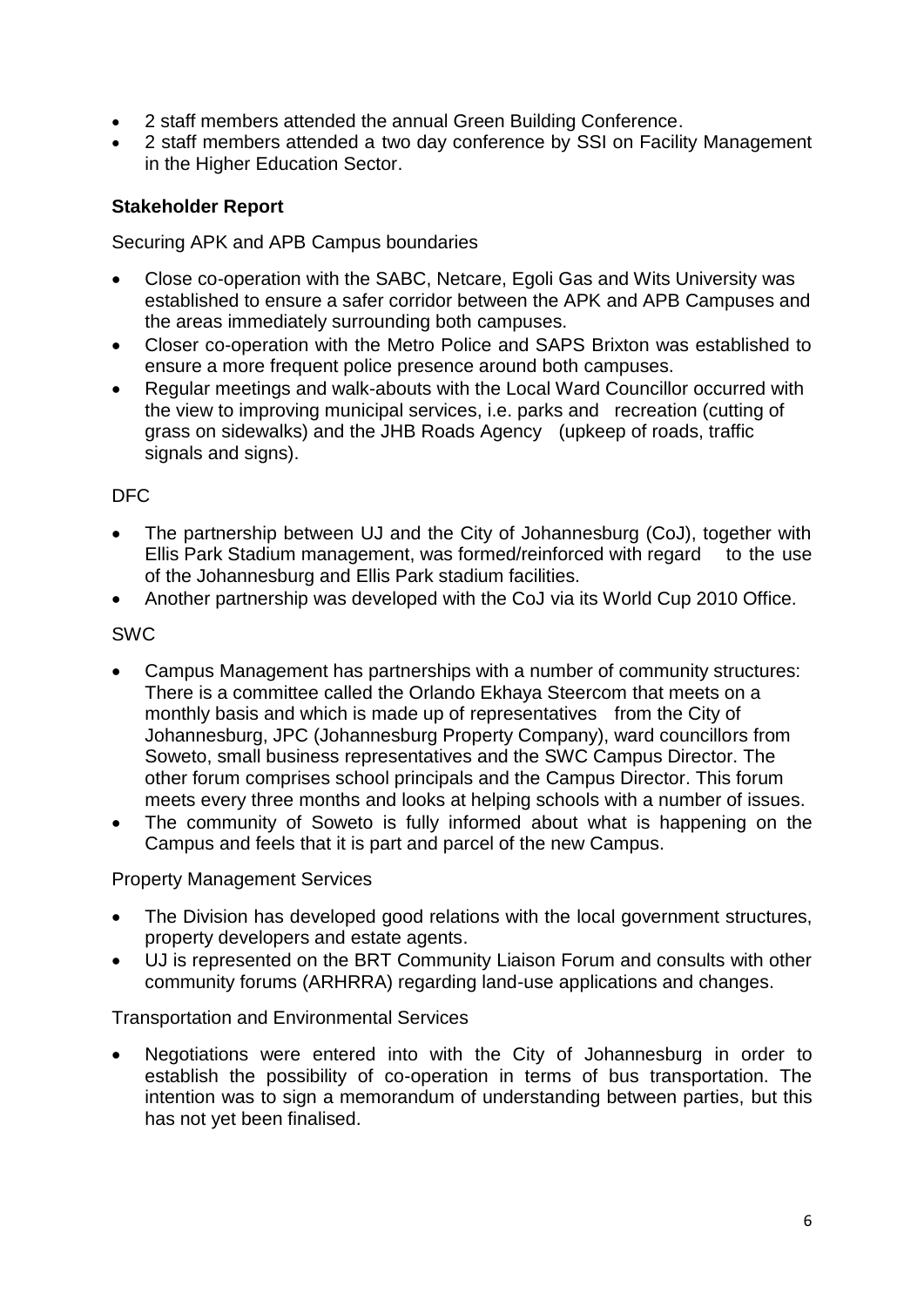- 2 staff members attended the annual Green Building Conference.
- 2 staff members attended a two day conference by SSI on Facility Management in the Higher Education Sector.

**Stakeholder Report**

Securing APK and APB Campus boundaries

- Close co-operation with the SABC, Netcare, Egoli Gas and Wits University was established to ensure a safer corridor between the APK and APB Campuses and the areas immediately surrounding both campuses.
- Closer co-operation with the Metro Police and SAPS Brixton was established to ensure a more frequent police presence around both campuses.
- Regular meetings and walk-abouts with the Local Ward Councillor occurred with the view to improving municipal services, i.e. parks and recreation (cutting of grass on sidewalks) and the JHB Roads Agency (upkeep of roads, traffic signals and signs).

DFC

- The partnership between UJ and the City of Johannesburg (CoJ), together with Ellis Park Stadium management, was formed/reinforced with regard to the use of the Johannesburg and Ellis Park stadium facilities.
- Another partnership was developed with the CoJ via its World Cup 2010 Office.

SWC

- Campus Management has partnerships with a number of community structures: There is a committee called the Orlando Ekhaya Steercom that meets on a monthly basis and which is made up of representatives from the City of Johannesburg, JPC (Johannesburg Property Company), ward councillors from Soweto, small business representatives and the SWC Campus Director. The other forum comprises school principals and the Campus Director. This forum meets every three months and looks at helping schools with a number of issues.
- The community of Soweto is fully informed about what is happening on the Campus and feels that it is part and parcel of the new Campus.

Property Management Services

- The Division has developed good relations with the local government structures, property developers and estate agents.
- UJ is represented on the BRT Community Liaison Forum and consults with other community forums (ARHRRA) regarding land-use applications and changes.

Transportation and Environmental Services

- Negotiations were entered into with the City of Johannesburg in order to establish the possibility of co-operation in terms of bus transportation. The intention was to sign a memorandum of understanding between parties, but this has not yet been finalised.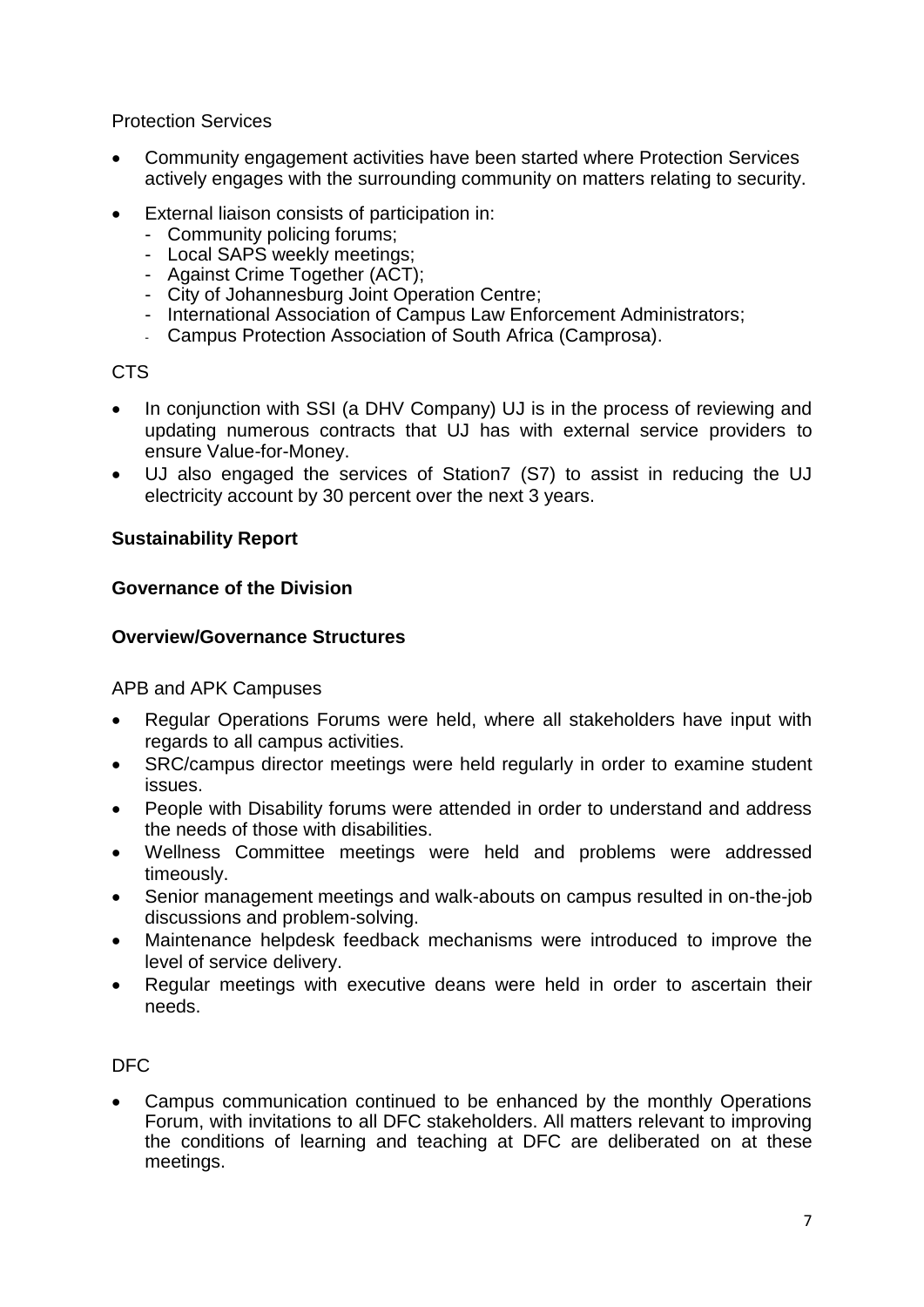Protection Services

- Community engagement activities have been started where Protection Services actively engages with the surrounding community on matters relating to security.
- External liaison consists of participation in:
  - Community policing forums;
  - Local SAPS weekly meetings;
  - Against Crime Together (ACT);
  - City of Johannesburg Joint Operation Centre;
  - International Association of Campus Law Enforcement Administrators;
  - Campus Protection Association of South Africa (Camprosa).

CTS

- In conjunction with SSI (a DHV Company) UJ is in the process of reviewing and updating numerous contracts that UJ has with external service providers to ensure Value-for-Money.
- UJ also engaged the services of Station7 (S7) to assist in reducing the UJ electricity account by 30 percent over the next 3 years.

**Sustainability Report**

**Governance of the Division**

**Overview/Governance Structures**

APB and APK Campuses

- Regular Operations Forums were held, where all stakeholders have input with regards to all campus activities.
- SRC/campus director meetings were held regularly in order to examine student issues.
- People with Disability forums were attended in order to understand and address the needs of those with disabilities.
- Wellness Committee meetings were held and problems were addressed timeously.
- Senior management meetings and walk-abouts on campus resulted in on-the-job discussions and problem-solving.
- Maintenance helpdesk feedback mechanisms were introduced to improve the level of service delivery.
- Regular meetings with executive deans were held in order to ascertain their needs.

DFC

- Campus communication continued to be enhanced by the monthly Operations Forum, with invitations to all DFC stakeholders. All matters relevant to improving the conditions of learning and teaching at DFC are deliberated on at these meetings.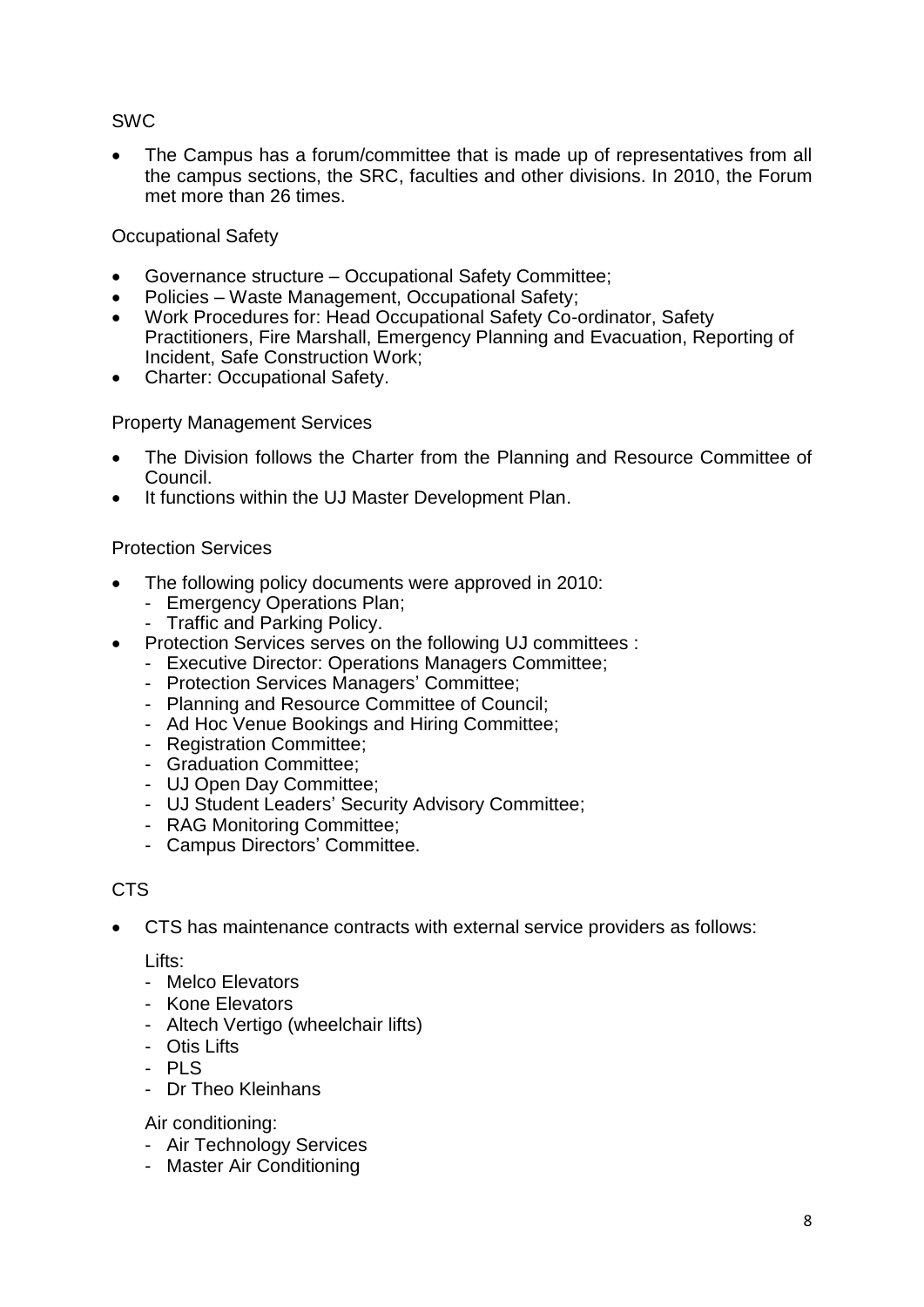SWC

- The Campus has a forum/committee that is made up of representatives from all the campus sections, the SRC, faculties and other divisions. In 2010, the Forum met more than 26 times.

Occupational Safety

- Governance structure – Occupational Safety Committee;
- Policies – Waste Management, Occupational Safety;
- Work Procedures for: Head Occupational Safety Co-ordinator, Safety Practitioners, Fire Marshall, Emergency Planning and Evacuation, Reporting of Incident, Safe Construction Work;
- Charter: Occupational Safety.

Property Management Services

- The Division follows the Charter from the Planning and Resource Committee of Council.
- It functions within the UJ Master Development Plan.

Protection Services

- The following policy documents were approved in 2010:
  - Emergency Operations Plan;
  - Traffic and Parking Policy.
- Protection Services serves on the following UJ committees :
  - Executive Director: Operations Managers Committee;
  - Protection Services Managers' Committee;
  - Planning and Resource Committee of Council;
  - Ad Hoc Venue Bookings and Hiring Committee;
  - Registration Committee;
  - Graduation Committee;
  - UJ Open Day Committee;
  - UJ Student Leaders' Security Advisory Committee;
  - RAG Monitoring Committee;
  - Campus Directors' Committee.

CTS

- CTS has maintenance contracts with external service providers as follows:

  Lifts:
  - Melco Elevators
  - Kone Elevators
  - Altech Vertigo (wheelchair lifts)
  - Otis Lifts
  - PLS
  - Dr Theo Kleinhans

  Air conditioning:
  - Air Technology Services
  - Master Air Conditioning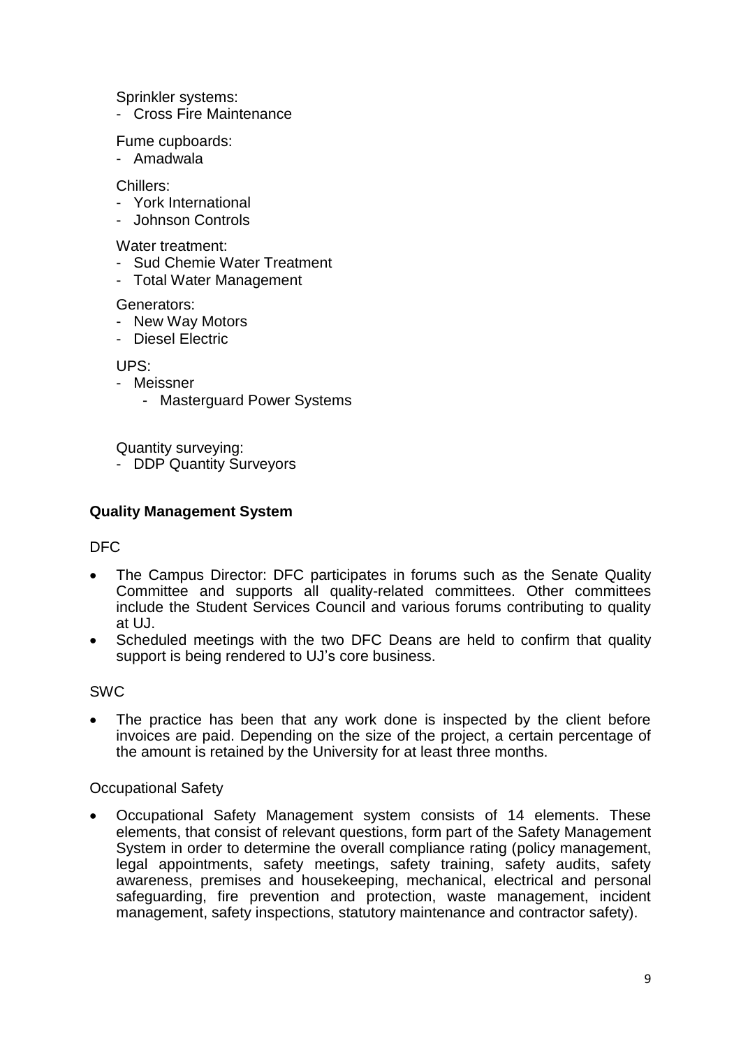Sprinkler systems:

- Cross Fire Maintenance

Fume cupboards:

- Amadwala

Chillers:

- York International
- Johnson Controls

Water treatment:

- Sud Chemie Water Treatment
- Total Water Management

Generators:

- New Way Motors
- Diesel Electric

UPS:

- Meissner
  - Masterguard Power Systems

Quantity surveying:

- DDP Quantity Surveyors

**Quality Management System**

DFC

- The Campus Director: DFC participates in forums such as the Senate Quality Committee and supports all quality-related committees. Other committees include the Student Services Council and various forums contributing to quality at UJ.
- Scheduled meetings with the two DFC Deans are held to confirm that quality support is being rendered to UJ's core business.

SWC

- The practice has been that any work done is inspected by the client before invoices are paid. Depending on the size of the project, a certain percentage of the amount is retained by the University for at least three months.

Occupational Safety

- Occupational Safety Management system consists of 14 elements. These elements, that consist of relevant questions, form part of the Safety Management System in order to determine the overall compliance rating (policy management, legal appointments, safety meetings, safety training, safety audits, safety awareness, premises and housekeeping, mechanical, electrical and personal safeguarding, fire prevention and protection, waste management, incident management, safety inspections, statutory maintenance and contractor safety).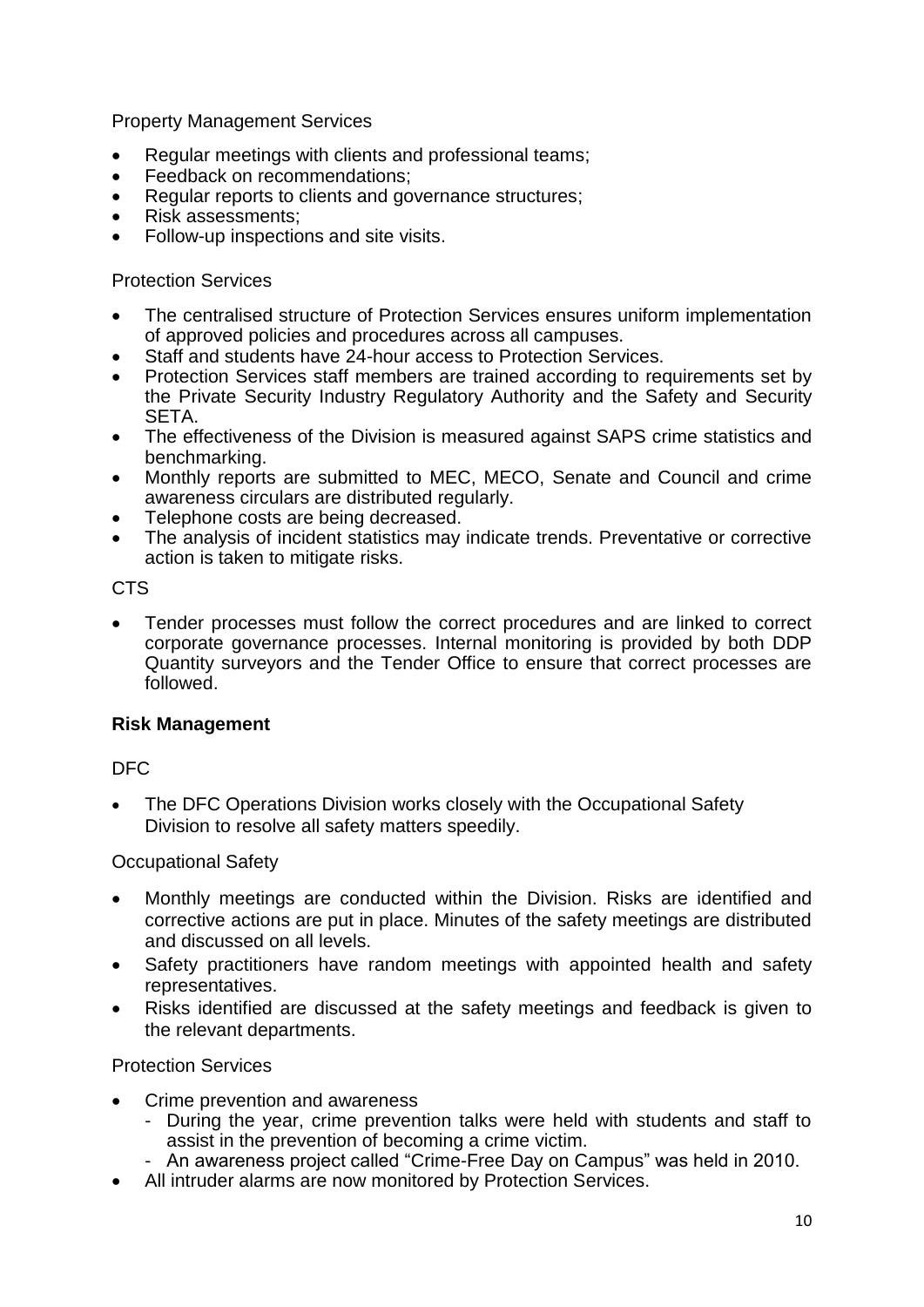Property Management Services

- Regular meetings with clients and professional teams;
- Feedback on recommendations;
- Regular reports to clients and governance structures;
- Risk assessments;
- Follow-up inspections and site visits.

Protection Services

- The centralised structure of Protection Services ensures uniform implementation of approved policies and procedures across all campuses.
- Staff and students have 24-hour access to Protection Services.
- Protection Services staff members are trained according to requirements set by the Private Security Industry Regulatory Authority and the Safety and Security SETA.
- The effectiveness of the Division is measured against SAPS crime statistics and benchmarking.
- Monthly reports are submitted to MEC, MECO, Senate and Council and crime awareness circulars are distributed regularly.
- Telephone costs are being decreased.
- The analysis of incident statistics may indicate trends. Preventative or corrective action is taken to mitigate risks.

CTS

- Tender processes must follow the correct procedures and are linked to correct corporate governance processes. Internal monitoring is provided by both DDP Quantity surveyors and the Tender Office to ensure that correct processes are followed.

**Risk Management**

DFC

- The DFC Operations Division works closely with the Occupational Safety Division to resolve all safety matters speedily.

Occupational Safety

- Monthly meetings are conducted within the Division. Risks are identified and corrective actions are put in place. Minutes of the safety meetings are distributed and discussed on all levels.
- Safety practitioners have random meetings with appointed health and safety representatives.
- Risks identified are discussed at the safety meetings and feedback is given to the relevant departments.

Protection Services

- Crime prevention and awareness
  - During the year, crime prevention talks were held with students and staff to assist in the prevention of becoming a crime victim.
  - An awareness project called “Crime-Free Day on Campus” was held in 2010.
- All intruder alarms are now monitored by Protection Services.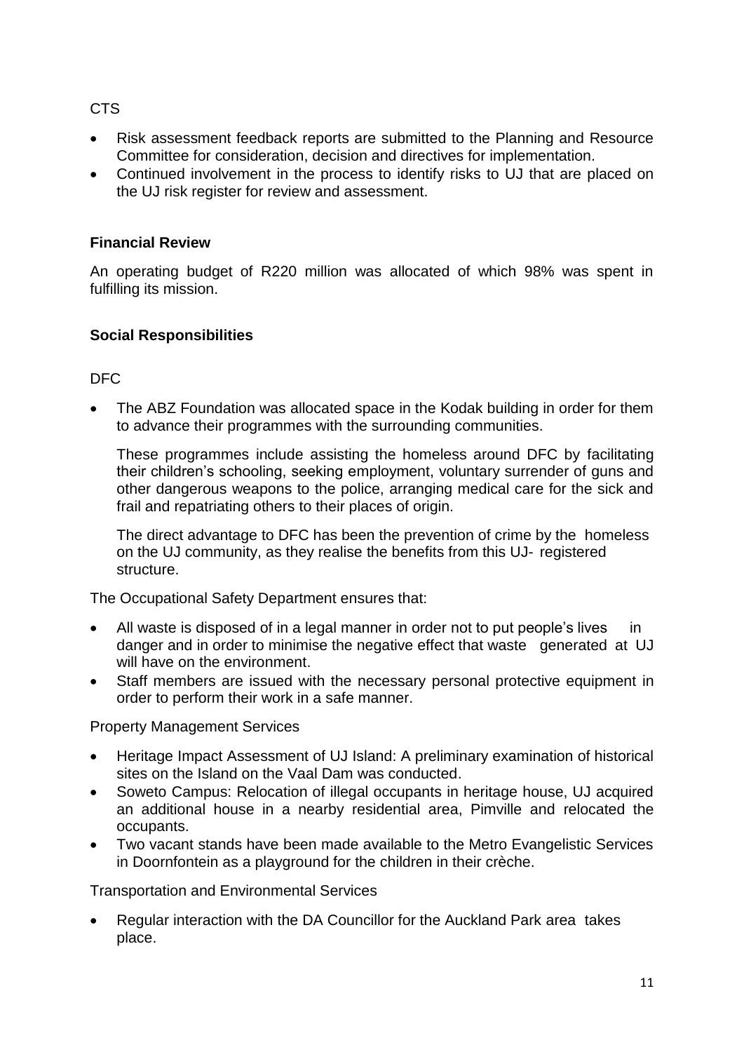CTS

- Risk assessment feedback reports are submitted to the Planning and Resource Committee for consideration, decision and directives for implementation.
- Continued involvement in the process to identify risks to UJ that are placed on the UJ risk register for review and assessment.

**Financial Review**

An operating budget of R220 million was allocated of which 98% was spent in fulfilling its mission.

**Social Responsibilities**

DFC

- The ABZ Foundation was allocated space in the Kodak building in order for them to advance their programmes with the surrounding communities.

  These programmes include assisting the homeless around DFC by facilitating their children's schooling, seeking employment, voluntary surrender of guns and other dangerous weapons to the police, arranging medical care for the sick and frail and repatriating others to their places of origin.

  The direct advantage to DFC has been the prevention of crime by the homeless on the UJ community, as they realise the benefits from this UJ- registered structure.

The Occupational Safety Department ensures that:

- All waste is disposed of in a legal manner in order not to put people's lives in danger and in order to minimise the negative effect that waste generated at UJ will have on the environment.
- Staff members are issued with the necessary personal protective equipment in order to perform their work in a safe manner.

Property Management Services

- Heritage Impact Assessment of UJ Island: A preliminary examination of historical sites on the Island on the Vaal Dam was conducted.
- Soweto Campus: Relocation of illegal occupants in heritage house, UJ acquired an additional house in a nearby residential area, Pimville and relocated the occupants.
- Two vacant stands have been made available to the Metro Evangelistic Services in Doornfontein as a playground for the children in their crèche.

Transportation and Environmental Services

- Regular interaction with the DA Councillor for the Auckland Park area takes place.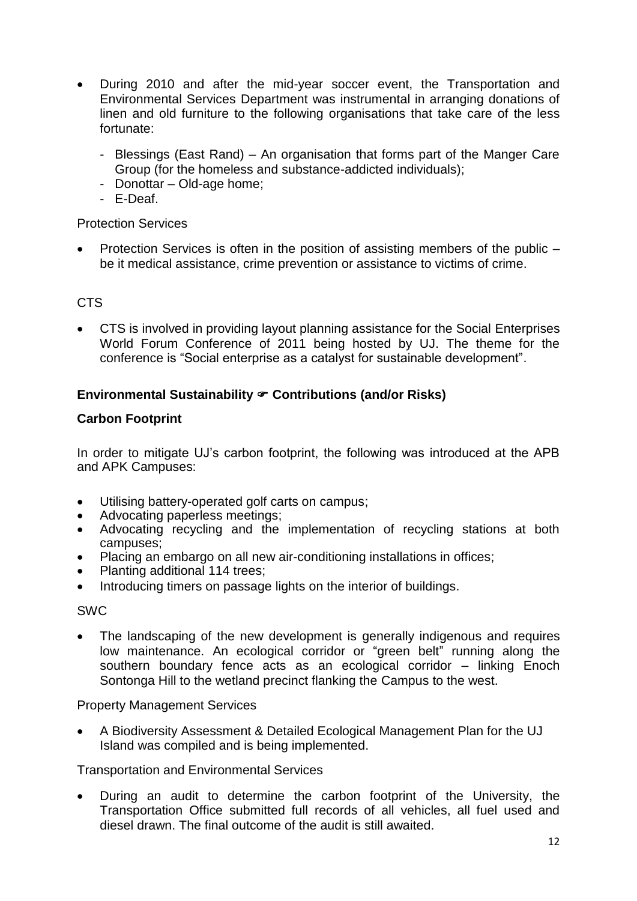- During 2010 and after the mid-year soccer event, the Transportation and Environmental Services Department was instrumental in arranging donations of linen and old furniture to the following organisations that take care of the less fortunate:
  - Blessings (East Rand) – An organisation that forms part of the Manger Care Group (for the homeless and substance-addicted individuals);
  - Donottar – Old-age home;
  - E-Deaf.

Protection Services

- Protection Services is often in the position of assisting members of the public – be it medical assistance, crime prevention or assistance to victims of crime.

CTS

- CTS is involved in providing layout planning assistance for the Social Enterprises World Forum Conference of 2011 being hosted by UJ. The theme for the conference is "Social enterprise as a catalyst for sustainable development".

**Environmental Sustainability ☛ Contributions (and/or Risks)**

**Carbon Footprint**

In order to mitigate UJ's carbon footprint, the following was introduced at the APB and APK Campuses:

- Utilising battery-operated golf carts on campus;
- Advocating paperless meetings;
- Advocating recycling and the implementation of recycling stations at both campuses;
- Placing an embargo on all new air-conditioning installations in offices;
- Planting additional 114 trees;
- Introducing timers on passage lights on the interior of buildings.

SWC

- The landscaping of the new development is generally indigenous and requires low maintenance. An ecological corridor or "green belt" running along the southern boundary fence acts as an ecological corridor – linking Enoch Sontonga Hill to the wetland precinct flanking the Campus to the west.

Property Management Services

- A Biodiversity Assessment & Detailed Ecological Management Plan for the UJ Island was compiled and is being implemented.

Transportation and Environmental Services

- During an audit to determine the carbon footprint of the University, the Transportation Office submitted full records of all vehicles, all fuel used and diesel drawn. The final outcome of the audit is still awaited.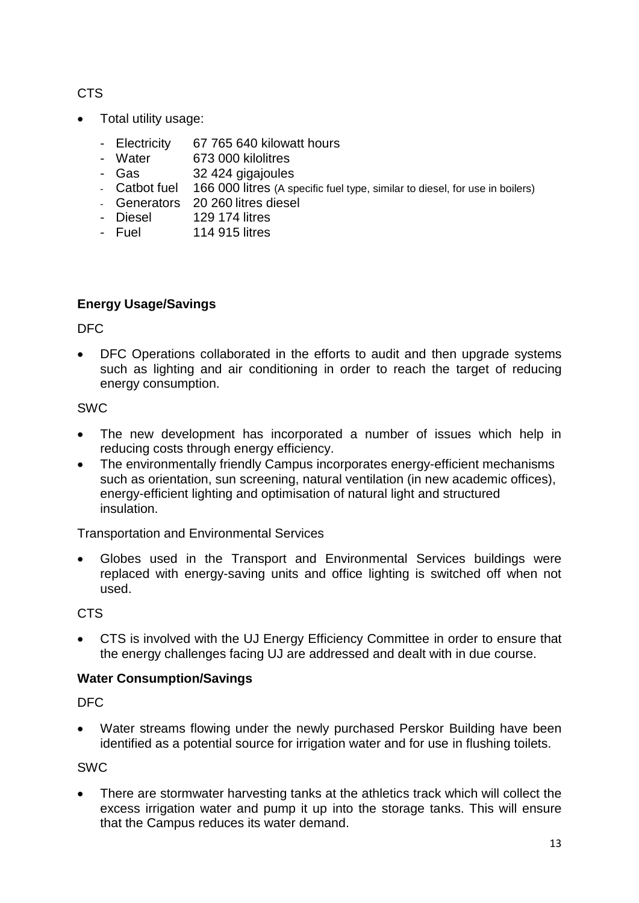CTS

- Total utility usage:
  - Electricity 67 765 640 kilowatt hours
  - Water 673 000 kilolitres
  - Gas 32 424 gigajoules
  - Catbot fuel 166 000 litres (A specific fuel type, similar to diesel, for use in boilers)
  - Generators 20 260 litres diesel
  - Diesel 129 174 litres
  - Fuel 114 915 litres

**Energy Usage/Savings**

DFC

- DFC Operations collaborated in the efforts to audit and then upgrade systems such as lighting and air conditioning in order to reach the target of reducing energy consumption.

SWC

- The new development has incorporated a number of issues which help in reducing costs through energy efficiency.
- The environmentally friendly Campus incorporates energy-efficient mechanisms such as orientation, sun screening, natural ventilation (in new academic offices), energy-efficient lighting and optimisation of natural light and structured insulation.

Transportation and Environmental Services

- Globes used in the Transport and Environmental Services buildings were replaced with energy-saving units and office lighting is switched off when not used.

CTS

- CTS is involved with the UJ Energy Efficiency Committee in order to ensure that the energy challenges facing UJ are addressed and dealt with in due course.

**Water Consumption/Savings**

DFC

- Water streams flowing under the newly purchased Perskor Building have been identified as a potential source for irrigation water and for use in flushing toilets.

SWC

- There are stormwater harvesting tanks at the athletics track which will collect the excess irrigation water and pump it up into the storage tanks. This will ensure that the Campus reduces its water demand.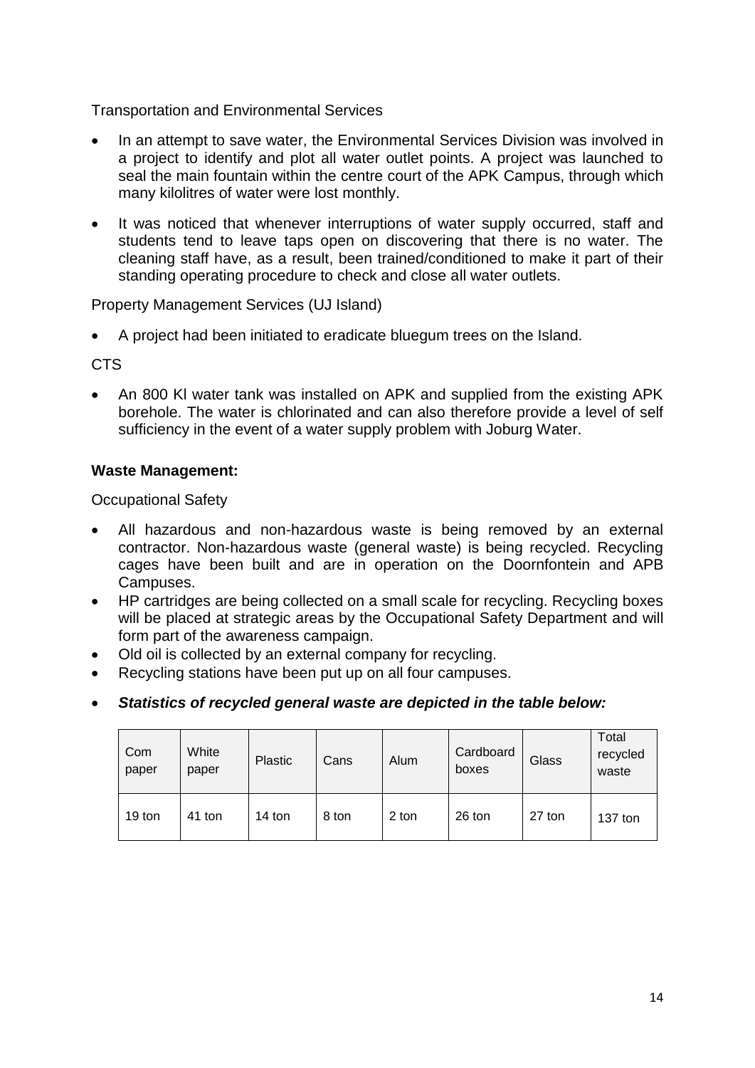Transportation and Environmental Services

- In an attempt to save water, the Environmental Services Division was involved in a project to identify and plot all water outlet points. A project was launched to seal the main fountain within the centre court of the APK Campus, through which many kilolitres of water were lost monthly.
- It was noticed that whenever interruptions of water supply occurred, staff and students tend to leave taps open on discovering that there is no water. The cleaning staff have, as a result, been trained/conditioned to make it part of their standing operating procedure to check and close all water outlets.

Property Management Services (UJ Island)

- A project had been initiated to eradicate bluegum trees on the Island.

CTS

- An 800 Kl water tank was installed on APK and supplied from the existing APK borehole. The water is chlorinated and can also therefore provide a level of self sufficiency in the event of a water supply problem with Joburg Water.

**Waste Management:**

Occupational Safety

- All hazardous and non-hazardous waste is being removed by an external contractor. Non-hazardous waste (general waste) is being recycled. Recycling cages have been built and are in operation on the Doornfontein and APB Campuses.
- HP cartridges are being collected on a small scale for recycling. Recycling boxes will be placed at strategic areas by the Occupational Safety Department and will form part of the awareness campaign.
- Old oil is collected by an external company for recycling.
- Recycling stations have been put up on all four campuses.
- ***Statistics of recycled general waste are depicted in the table below:***

| Com paper | White paper | Plastic | Cans | Alum | Cardboard boxes | Glass | Total recycled waste |
|---|---|---|---|---|---|---|---|
| 19 ton | 41 ton | 14 ton | 8 ton | 2 ton | 26 ton | 27 ton | 137 ton |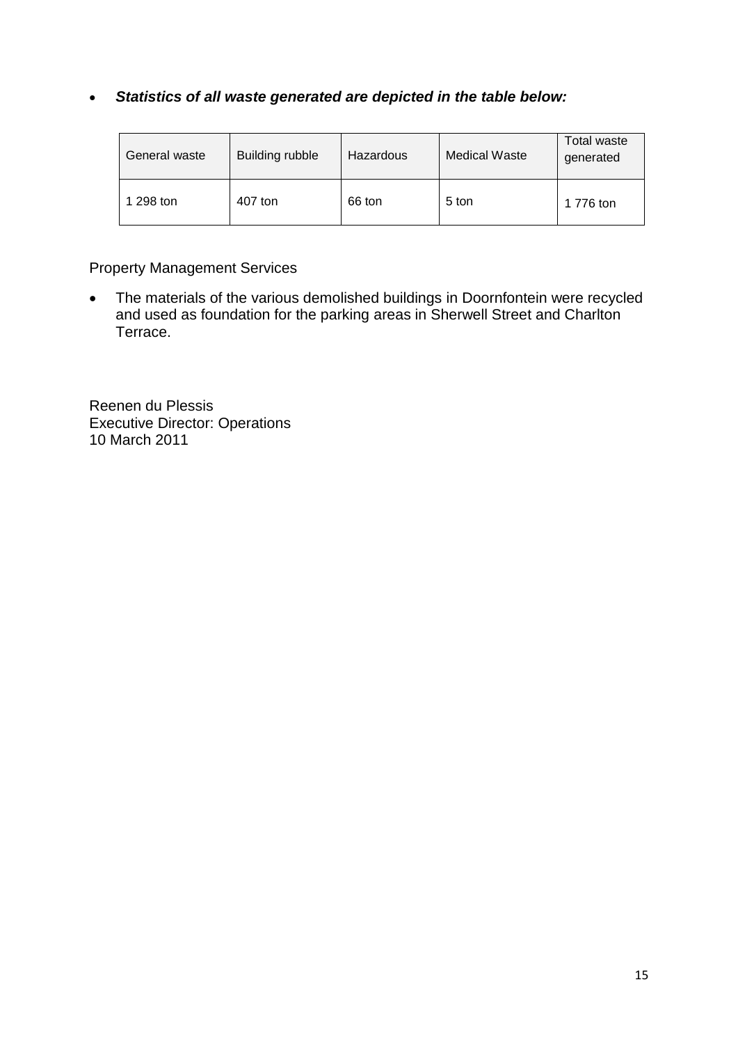- ***Statistics of all waste generated are depicted in the table below:***

| General waste | Building rubble | Hazardous | Medical Waste | Total waste generated |
| --- | --- | --- | --- | --- |
| 1 298 ton | 407 ton | 66 ton | 5 ton | 1 776 ton |

Property Management Services

- The materials of the various demolished buildings in Doornfontein were recycled and used as foundation for the parking areas in Sherwell Street and Charlton Terrace.

Reenen du Plessis
Executive Director: Operations
10 March 2011